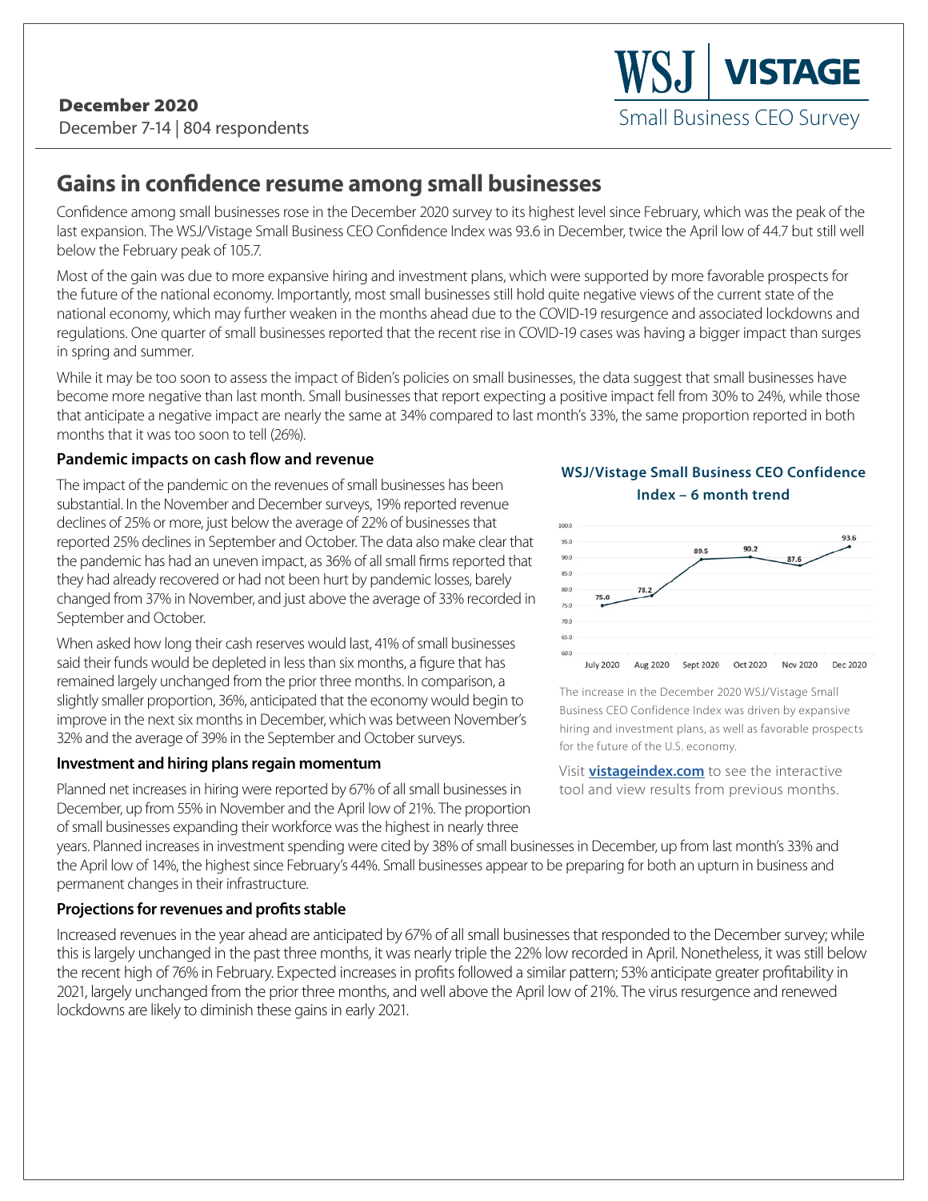**December 2020**

December 7-14 | 804 respondents

WSJ | VISTAGE
Small Business CEO Survey

# Gains in confidence resume among small businesses

Confidence among small businesses rose in the December 2020 survey to its highest level since February, which was the peak of the last expansion. The WSJ/Vistage Small Business CEO Confidence Index was 93.6 in December, twice the April low of 44.7 but still well below the February peak of 105.7.

Most of the gain was due to more expansive hiring and investment plans, which were supported by more favorable prospects for the future of the national economy. Importantly, most small businesses still hold quite negative views of the current state of the national economy, which may further weaken in the months ahead due to the COVID-19 resurgence and associated lockdowns and regulations. One quarter of small businesses reported that the recent rise in COVID-19 cases was having a bigger impact than surges in spring and summer.

While it may be too soon to assess the impact of Biden's policies on small businesses, the data suggest that small businesses have become more negative than last month. Small businesses that report expecting a positive impact fell from 30% to 24%, while those that anticipate a negative impact are nearly the same at 34% compared to last month's 33%, the same proportion reported in both months that it was too soon to tell (26%).

### Pandemic impacts on cash flow and revenue

The impact of the pandemic on the revenues of small businesses has been substantial. In the November and December surveys, 19% reported revenue declines of 25% or more, just below the average of 22% of businesses that reported 25% declines in September and October. The data also make clear that the pandemic has had an uneven impact, as 36% of all small firms reported that they had already recovered or had not been hurt by pandemic losses, barely changed from 37% in November, and just above the average of 33% recorded in September and October.

When asked how long their cash reserves would last, 41% of small businesses said their funds would be depleted in less than six months, a figure that has remained largely unchanged from the prior three months. In comparison, a slightly smaller proportion, 36%, anticipated that the economy would begin to improve in the next six months in December, which was between November's 32% and the average of 39% in the September and October surveys.

**WSJ/Vistage Small Business CEO Confidence Index – 6 month trend**

| Month | Index |
|---|---|
| July 2020 | 75.0 |
| Aug 2020 | 78.2 |
| Sept 2020 | 89.5 |
| Oct 2020 | 90.2 |
| Nov 2020 | 87.6 |
| Dec 2020 | 93.6 |

The increase in the December 2020 WSJ/Vistage Small Business CEO Confidence Index was driven by expansive hiring and investment plans, as well as favorable prospects for the future of the U.S. economy.

Visit **vistageindex.com** to see the interactive tool and view results from previous months.

### Investment and hiring plans regain momentum

Planned net increases in hiring were reported by 67% of all small businesses in December, up from 55% in November and the April low of 21%. The proportion of small businesses expanding their workforce was the highest in nearly three years. Planned increases in investment spending were cited by 38% of small businesses in December, up from last month's 33% and the April low of 14%, the highest since February's 44%. Small businesses appear to be preparing for both an upturn in business and permanent changes in their infrastructure.

### Projections for revenues and profits stable

Increased revenues in the year ahead are anticipated by 67% of all small businesses that responded to the December survey; while this is largely unchanged in the past three months, it was nearly triple the 22% low recorded in April. Nonetheless, it was still below the recent high of 76% in February. Expected increases in profits followed a similar pattern; 53% anticipate greater profitability in 2021, largely unchanged from the prior three months, and well above the April low of 21%. The virus resurgence and renewed lockdowns are likely to diminish these gains in early 2021.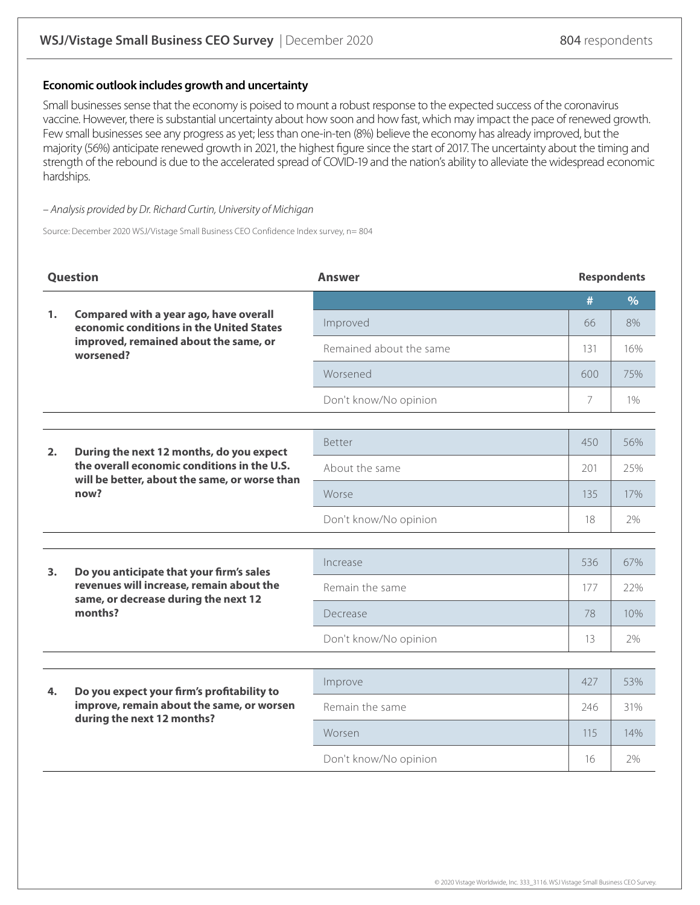## Economic outlook includes growth and uncertainty

Small businesses sense that the economy is poised to mount a robust response to the expected success of the coronavirus vaccine. However, there is substantial uncertainty about how soon and how fast, which may impact the pace of renewed growth. Few small businesses see any progress as yet; less than one-in-ten (8%) believe the economy has already improved, but the majority (56%) anticipate renewed growth in 2021, the highest figure since the start of 2017. The uncertainty about the timing and strength of the rebound is due to the accelerated spread of COVID-19 and the nation's ability to alleviate the widespread economic hardships.

*– Analysis provided by Dr. Richard Curtin, University of Michigan*

Source: December 2020 WSJ/Vistage Small Business CEO Confidence Index survey, n= 804

| Question | Answer | Respondents # | Respondents % |
|---|---|---|---|
| **1. Compared with a year ago, have overall economic conditions in the United States improved, remained about the same, or worsened?** | Improved | 66 | 8% |
| | Remained about the same | 131 | 16% |
| | Worsened | 600 | 75% |
| | Don't know/No opinion | 7 | 1% |
| **2. During the next 12 months, do you expect the overall economic conditions in the U.S. will be better, about the same, or worse than now?** | Better | 450 | 56% |
| | About the same | 201 | 25% |
| | Worse | 135 | 17% |
| | Don't know/No opinion | 18 | 2% |
| **3. Do you anticipate that your firm's sales revenues will increase, remain about the same, or decrease during the next 12 months?** | Increase | 536 | 67% |
| | Remain the same | 177 | 22% |
| | Decrease | 78 | 10% |
| | Don't know/No opinion | 13 | 2% |
| **4. Do you expect your firm's profitability to improve, remain about the same, or worsen during the next 12 months?** | Improve | 427 | 53% |
| | Remain the same | 246 | 31% |
| | Worsen | 115 | 14% |
| | Don't know/No opinion | 16 | 2% |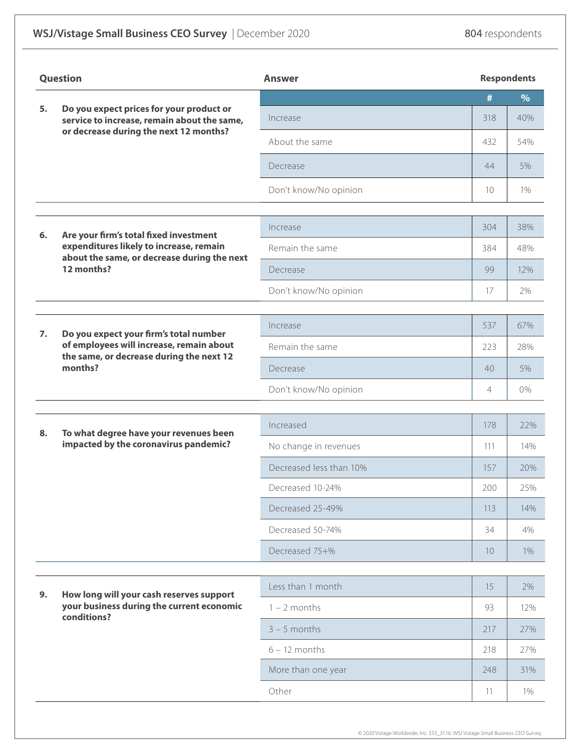**WSJ/Vistage Small Business CEO Survey** | December 2020 — **804** respondents

| Question | Answer | # | % |
|---|---|---|---|
| **5. Do you expect prices for your product or service to increase, remain about the same, or decrease during the next 12 months?** | Increase | 318 | 40% |
| | About the same | 432 | 54% |
| | Decrease | 44 | 5% |
| | Don't know/No opinion | 10 | 1% |
| **6. Are your firm's total fixed investment expenditures likely to increase, remain about the same, or decrease during the next 12 months?** | Increase | 304 | 38% |
| | Remain the same | 384 | 48% |
| | Decrease | 99 | 12% |
| | Don't know/No opinion | 17 | 2% |
| **7. Do you expect your firm's total number of employees will increase, remain about the same, or decrease during the next 12 months?** | Increase | 537 | 67% |
| | Remain the same | 223 | 28% |
| | Decrease | 40 | 5% |
| | Don't know/No opinion | 4 | 0% |
| **8. To what degree have your revenues been impacted by the coronavirus pandemic?** | Increased | 178 | 22% |
| | No change in revenues | 111 | 14% |
| | Decreased less than 10% | 157 | 20% |
| | Decreased 10-24% | 200 | 25% |
| | Decreased 25-49% | 113 | 14% |
| | Decreased 50-74% | 34 | 4% |
| | Decreased 75+% | 10 | 1% |
| **9. How long will your cash reserves support your business during the current economic conditions?** | Less than 1 month | 15 | 2% |
| | 1 – 2 months | 93 | 12% |
| | 3 – 5 months | 217 | 27% |
| | 6 – 12 months | 218 | 27% |
| | More than one year | 248 | 31% |
| | Other | 11 | 1% |

© 2020 Vistage Worldwide, Inc. 333_3116. WSJ Vistage Small Business CEO Survey.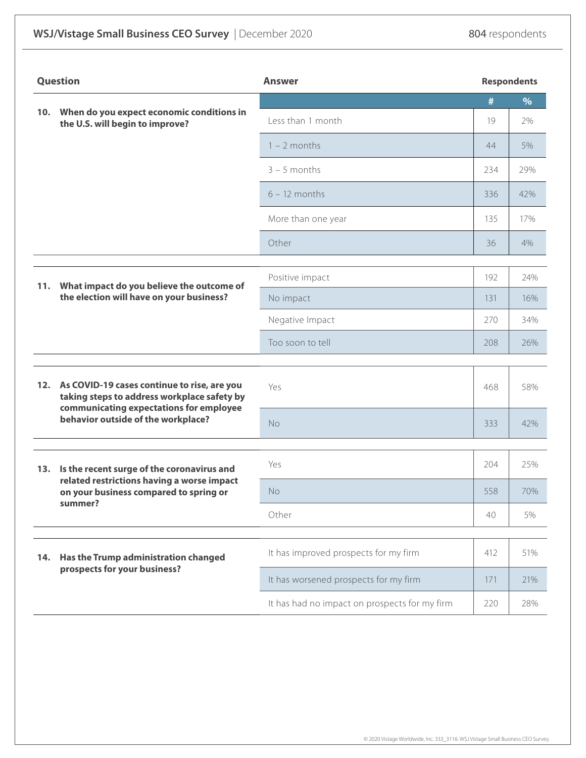## WSJ/Vistage Small Business CEO Survey | December 2020

804 respondents

| Question | Answer | # | % |
|---|---|---|---|
| **10. When do you expect economic conditions in the U.S. will begin to improve?** | Less than 1 month | 19 | 2% |
| | 1 – 2 months | 44 | 5% |
| | 3 – 5 months | 234 | 29% |
| | 6 – 12 months | 336 | 42% |
| | More than one year | 135 | 17% |
| | Other | 36 | 4% |
| **11. What impact do you believe the outcome of the election will have on your business?** | Positive impact | 192 | 24% |
| | No impact | 131 | 16% |
| | Negative Impact | 270 | 34% |
| | Too soon to tell | 208 | 26% |
| **12. As COVID-19 cases continue to rise, are you taking steps to address workplace safety by communicating expectations for employee behavior outside of the workplace?** | Yes | 468 | 58% |
| | No | 333 | 42% |
| **13. Is the recent surge of the coronavirus and related restrictions having a worse impact on your business compared to spring or summer?** | Yes | 204 | 25% |
| | No | 558 | 70% |
| | Other | 40 | 5% |
| **14. Has the Trump administration changed prospects for your business?** | It has improved prospects for my firm | 412 | 51% |
| | It has worsened prospects for my firm | 171 | 21% |
| | It has had no impact on prospects for my firm | 220 | 28% |

© 2020 Vistage Worldwide, Inc. 333_3116. WSJ Vistage Small Business CEO Survey.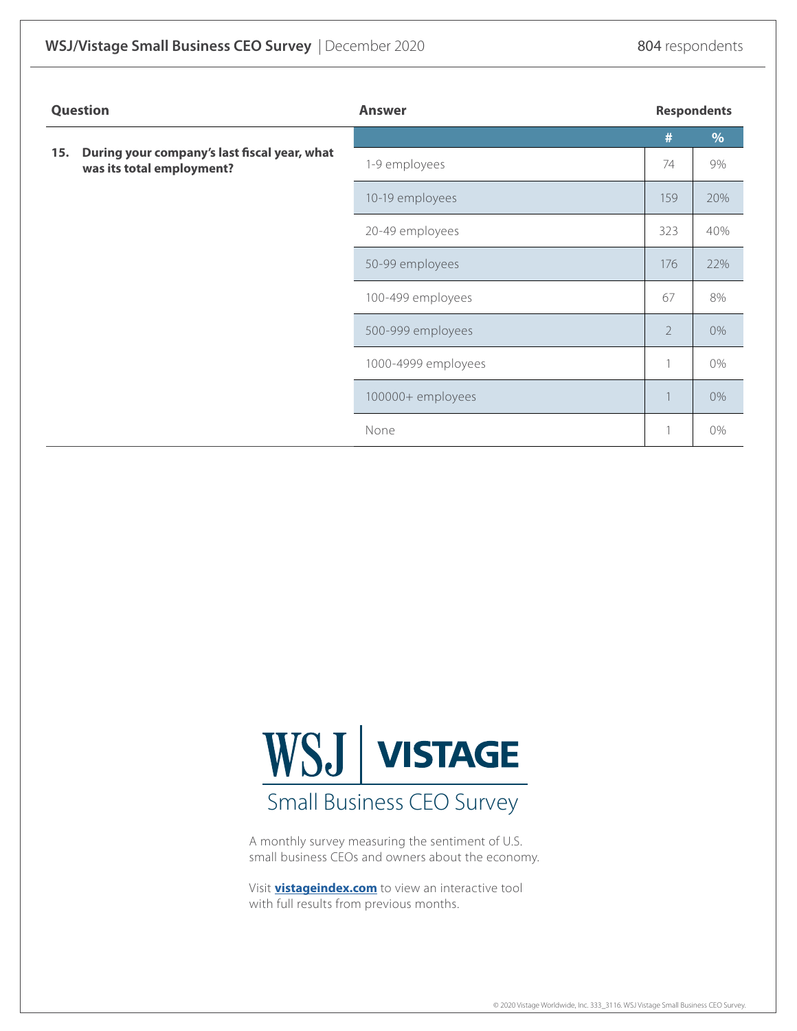| Question | Answer | # | % |
|---|---|---|---|
| **15. During your company's last fiscal year, what was its total employment?** | 1-9 employees | 74 | 9% |
| | 10-19 employees | 159 | 20% |
| | 20-49 employees | 323 | 40% |
| | 50-99 employees | 176 | 22% |
| | 100-499 employees | 67 | 8% |
| | 500-999 employees | 2 | 0% |
| | 1000-4999 employees | 1 | 0% |
| | 100000+ employees | 1 | 0% |
| | None | 1 | 0% |

WSJ | VISTAGE

Small Business CEO Survey

A monthly survey measuring the sentiment of U.S. small business CEOs and owners about the economy.

Visit **vistageindex.com** to view an interactive tool with full results from previous months.

© 2020 Vistage Worldwide, Inc. 333_3116. WSJ Vistage Small Business CEO Survey.